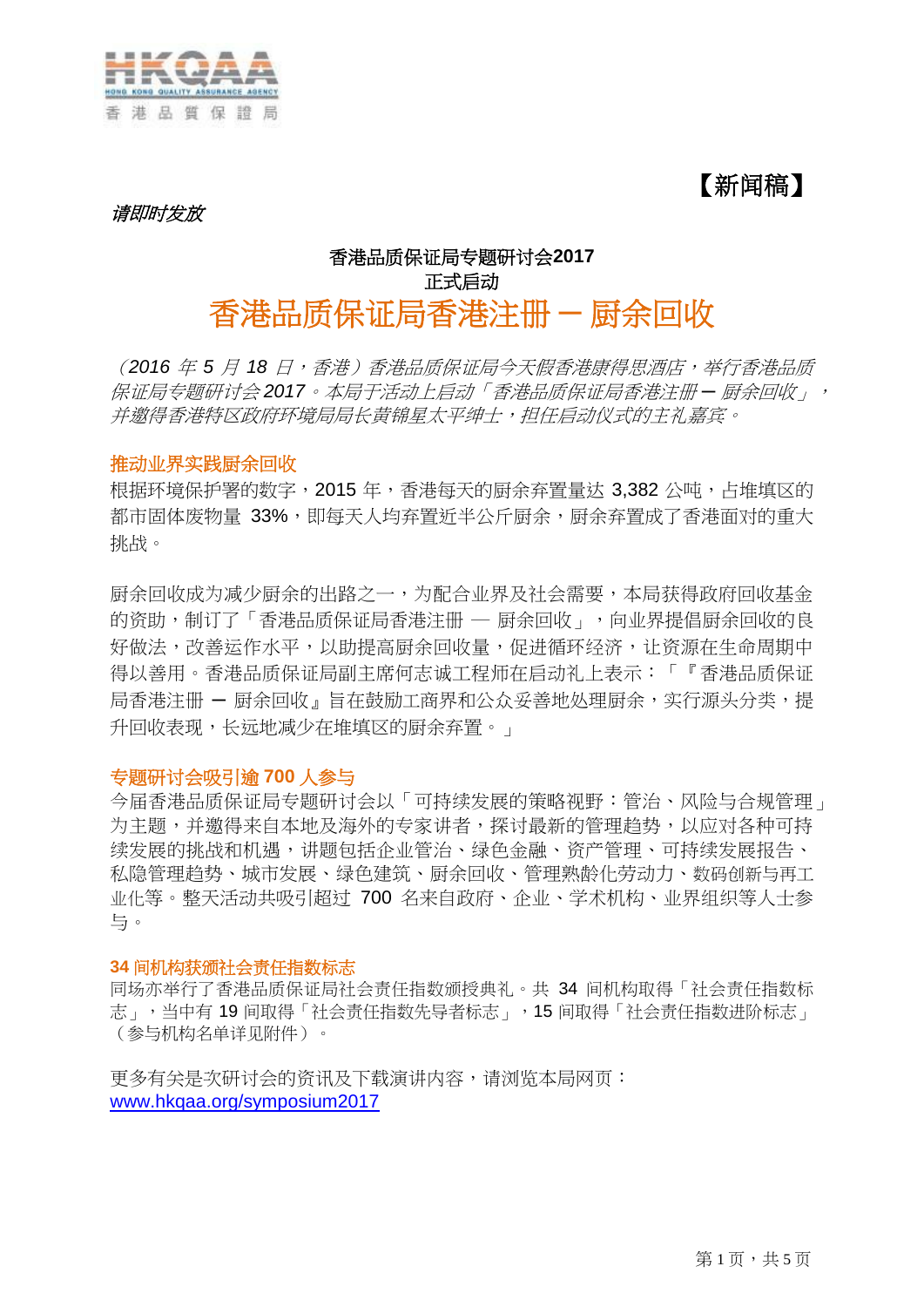HKQAA
HONG KONG QUALITY ASSURANCE AGENCY
香 港 品 質 保 證 局

【新闻稿】

*请即时发放*

**香港品质保证局专题研讨会2017**
**正式启动**

# 香港品质保证局香港注册 — 厨余回收

*（2016 年 5 月 18 日，香港）香港品质保证局今天假香港康得思酒店，举行香港品质保证局专题研讨会 2017。本局于活动上启动「香港品质保证局香港注册 — 厨余回收」，并邀得香港特区政府环境局局长黄锦星太平绅士，担任启动仪式的主礼嘉宾。*

## 推动业界实践厨余回收

根据环境保护署的数字，2015 年，香港每天的厨余弃置量达 3,382 公吨，占堆填区的都市固体废物量 33%，即每天人均弃置近半公斤厨余，厨余弃置成了香港面对的重大挑战。

厨余回收成为减少厨余的出路之一，为配合业界及社会需要，本局获得政府回收基金的资助，制订了「香港品质保证局香港注册 — 厨余回收」，向业界提倡厨余回收的良好做法，改善运作水平，以助提高厨余回收量，促进循环经济，让资源在生命周期中得以善用。香港品质保证局副主席何志诚工程师在启动礼上表示：「『香港品质保证局香港注册 — 厨余回收』旨在鼓励工商界和公众妥善地处理厨余，实行源头分类，提升回收表现，长远地减少在堆填区的厨余弃置。」

## 专题研讨会吸引逾 700 人参与

今届香港品质保证局专题研讨会以「可持续发展的策略视野：管治、风险与合规管理」为主题，并邀得来自本地及海外的专家讲者，探讨最新的管理趋势，以应对各种可持续发展的挑战和机遇，讲题包括企业管治、绿色金融、资产管理、可持续发展报告、私隐管理趋势、城市发展、绿色建筑、厨余回收、管理熟龄化劳动力、数码创新与再工业化等。整天活动共吸引超过 700 名来自政府、企业、学术机构、业界组织等人士参与。

## 34 间机构获颁社会责任指数标志

同场亦举行了香港品质保证局社会责任指数颁授典礼。共 34 间机构取得「社会责任指数标志」，当中有 19 间取得「社会责任指数先导者标志」，15 间取得「社会责任指数进阶标志」（参与机构名单详见附件）。

更多有关是次研讨会的资讯及下载演讲内容，请浏览本局网页：
www.hkqaa.org/symposium2017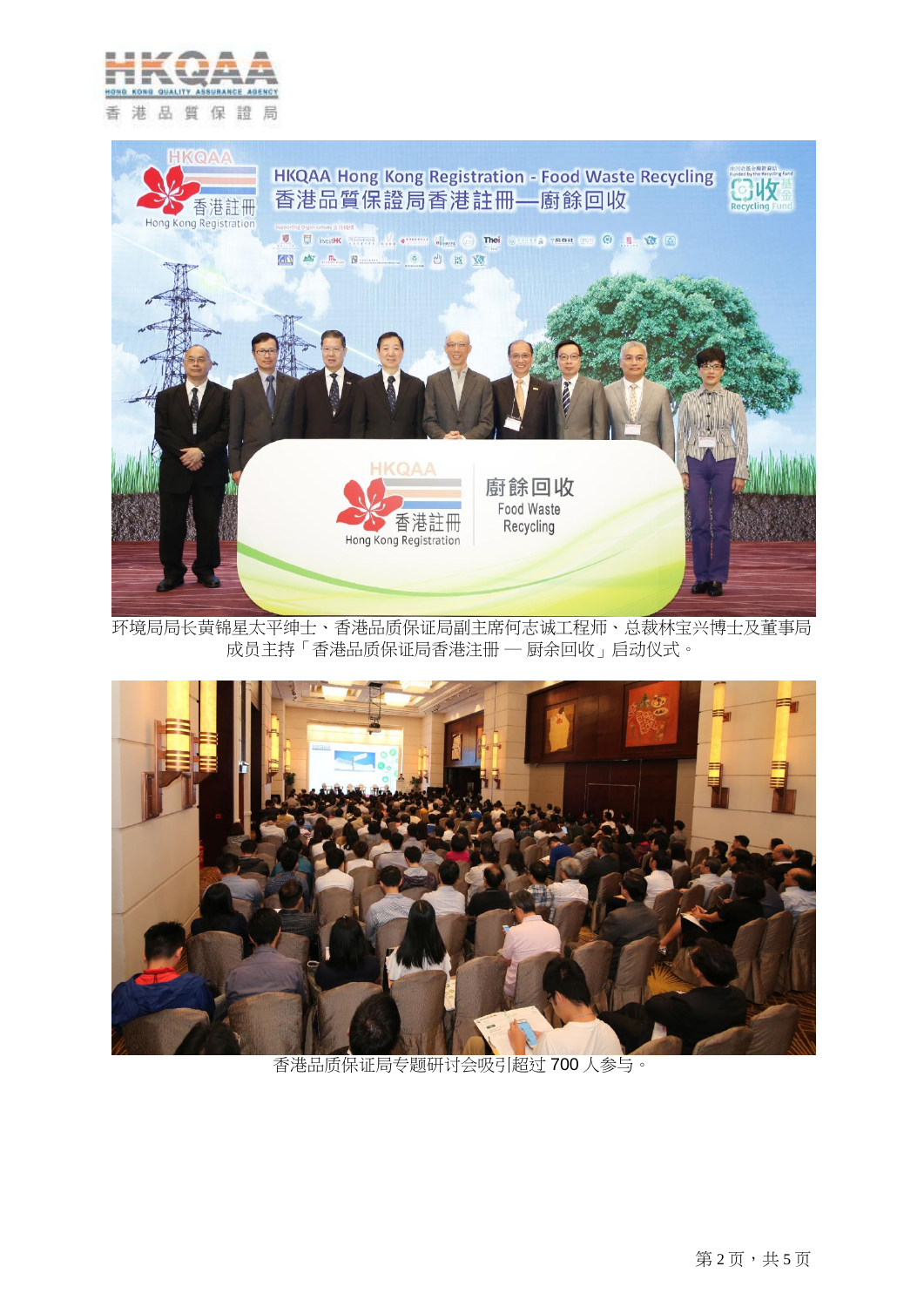环境局局长黄锦星太平绅士、香港品质保证局副主席何志诚工程师、总裁林宝兴博士及董事局成员主持「香港品质保证局香港注册 — 厨余回收」启动仪式。

香港品质保证局专题研讨会吸引超过 700 人参与。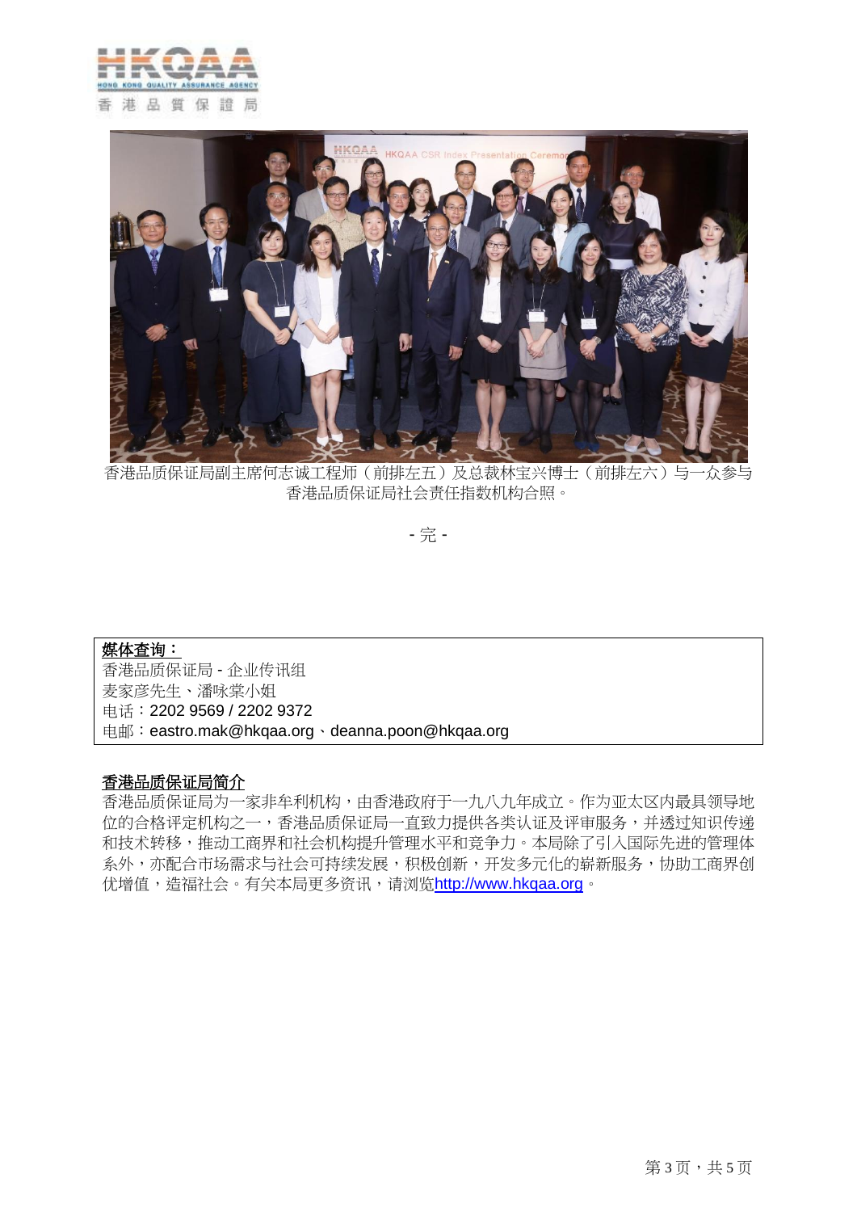香港品质保证局副主席何志诚工程师（前排左五）及总裁林宝兴博士（前排左六）与一众参与香港品质保证局社会责任指数机构合照。

- 完 -

**媒体查询：**
香港品质保证局 - 企业传讯组
麦家彦先生、潘咏棠小姐
电话：2202 9569 / 2202 9372
电邮：eastro.mak@hkqaa.org、deanna.poon@hkqaa.org

**香港品质保证局简介**

香港品质保证局为一家非牟利机构，由香港政府于一九八九年成立。作为亚太区内最具领导地位的合格评定机构之一，香港品质保证局一直致力提供各类认证及评审服务，并透过知识传递和技术转移，推动工商界和社会机构提升管理水平和竞争力。本局除了引入国际先进的管理体系外，亦配合市场需求与社会可持续发展，积极创新，开发多元化的崭新服务，协助工商界创优增值，造福社会。有关本局更多资讯，请浏览http://www.hkqaa.org。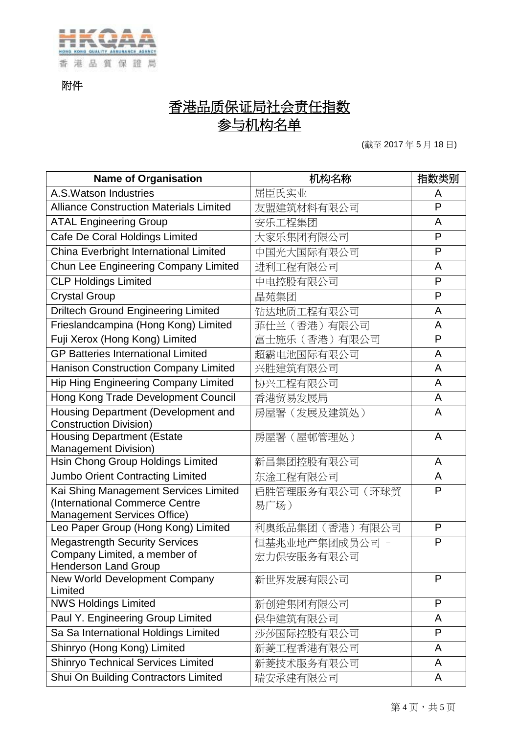附件

# 香港品质保证局社会责任指数
# 参与机构名单

(截至 2017 年 5 月 18 日)

| Name of Organisation | 机构名称 | 指数类别 |
|---|---|---|
| A.S.Watson Industries | 屈臣氏实业 | A |
| Alliance Construction Materials Limited | 友盟建筑材料有限公司 | P |
| ATAL Engineering Group | 安乐工程集团 | A |
| Cafe De Coral Holdings Limited | 大家乐集团有限公司 | P |
| China Everbright International Limited | 中国光大国际有限公司 | P |
| Chun Lee Engineering Company Limited | 进利工程有限公司 | A |
| CLP Holdings Limited | 中电控股有限公司 | P |
| Crystal Group | 晶苑集团 | P |
| Driltech Ground Engineering Limited | 钻达地质工程有限公司 | A |
| Frieslandcampina (Hong Kong) Limited | 菲仕兰（香港）有限公司 | A |
| Fuji Xerox (Hong Kong) Limited | 富士施乐（香港）有限公司 | P |
| GP Batteries International Limited | 超霸电池国际有限公司 | A |
| Hanison Construction Company Limited | 兴胜建筑有限公司 | A |
| Hip Hing Engineering Company Limited | 协兴工程有限公司 | A |
| Hong Kong Trade Development Council | 香港贸易发展局 | A |
| Housing Department (Development and Construction Division) | 房屋署（发展及建筑处） | A |
| Housing Department (Estate Management Division) | 房屋署（屋邨管理处） | A |
| Hsin Chong Group Holdings Limited | 新昌集团控股有限公司 | A |
| Jumbo Orient Contracting Limited | 东淦工程有限公司 | A |
| Kai Shing Management Services Limited (International Commerce Centre Management Services Office) | 启胜管理服务有限公司（环球贸易广场） | P |
| Leo Paper Group (Hong Kong) Limited | 利奥纸品集团（香港）有限公司 | P |
| Megastrength Security Services Company Limited, a member of Henderson Land Group | 恒基兆业地产集团成员公司 – 宏力保安服务有限公司 | P |
| New World Development Company Limited | 新世界发展有限公司 | P |
| NWS Holdings Limited | 新创建集团有限公司 | P |
| Paul Y. Engineering Group Limited | 保华建筑有限公司 | A |
| Sa Sa International Holdings Limited | 莎莎国际控股有限公司 | P |
| Shinryo (Hong Kong) Limited | 新菱工程香港有限公司 | A |
| Shinryo Technical Services Limited | 新菱技术服务有限公司 | A |
| Shui On Building Contractors Limited | 瑞安承建有限公司 | A |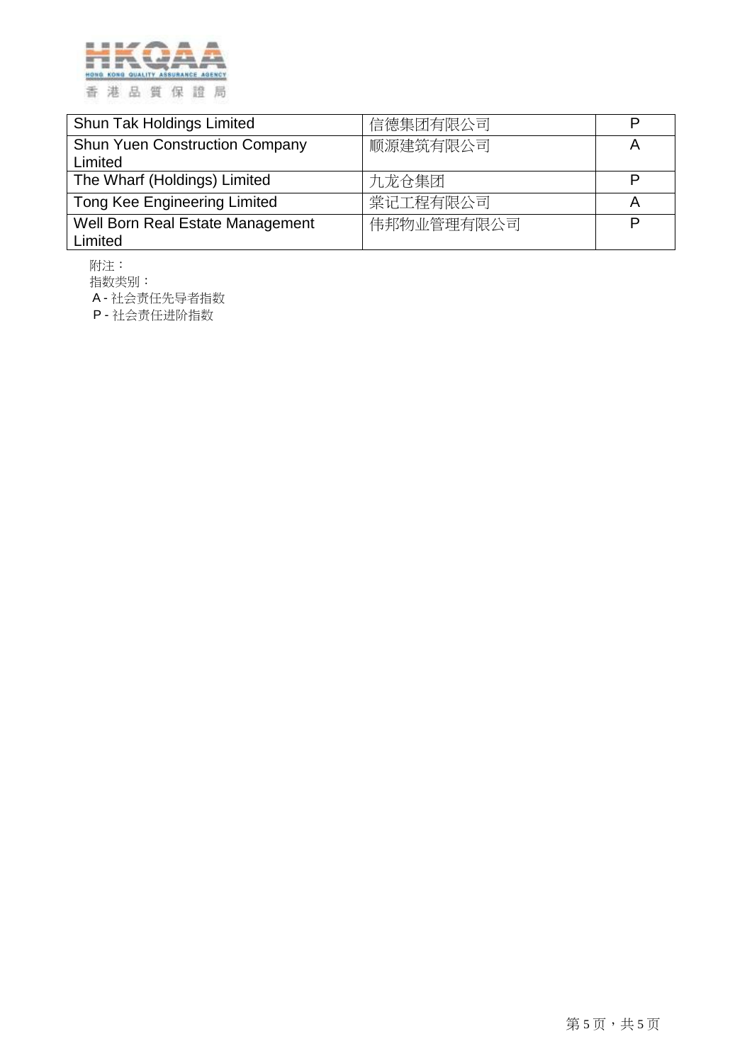| | | |
|---|---|---|
| Shun Tak Holdings Limited | 信德集团有限公司 | P |
| Shun Yuen Construction Company Limited | 顺源建筑有限公司 | A |
| The Wharf (Holdings) Limited | 九龙仓集团 | P |
| Tong Kee Engineering Limited | 棠记工程有限公司 | A |
| Well Born Real Estate Management Limited | 伟邦物业管理有限公司 | P |

附注：

指数类别：

A - 社会责任先导者指数

P - 社会责任进阶指数